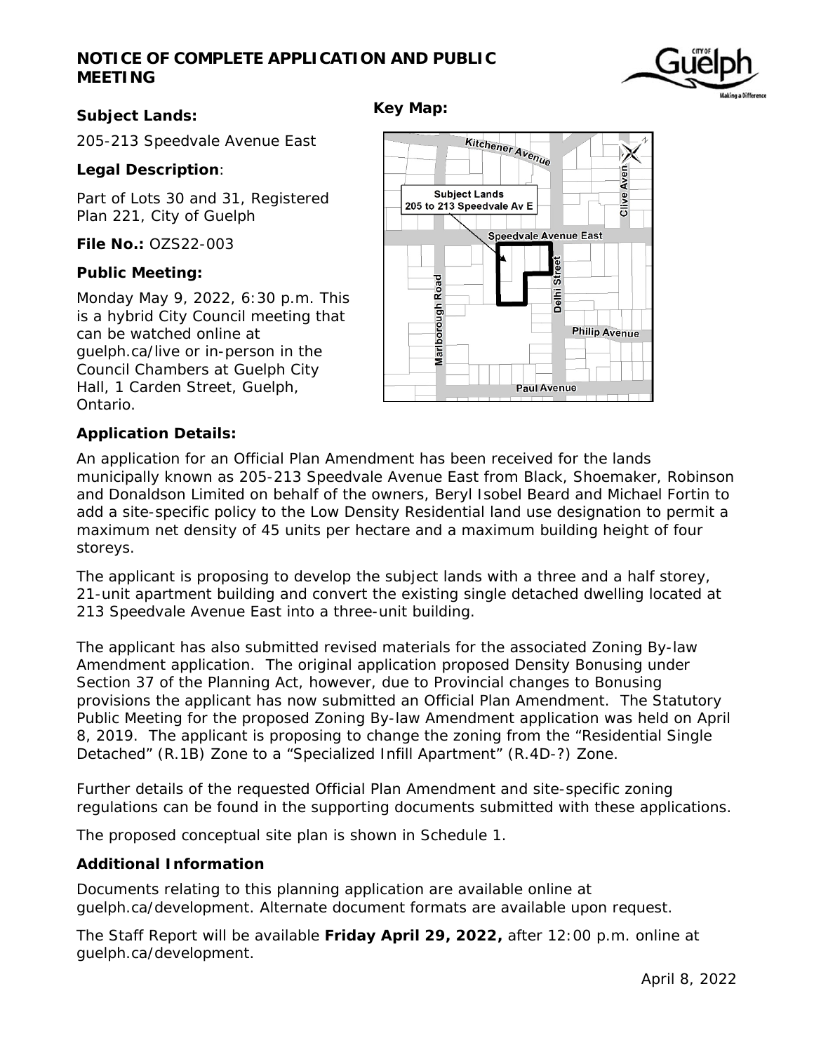# NOTICE OF COMPLETE APPLICATION AND PUBLIC MEETING

**Subject Lands:**

205-213 Speedvale Avenue East

**Legal Description**:

Part of Lots 30 and 31, Registered Plan 221, City of Guelph

**File No.:** OZS22-003

**Public Meeting:**

Monday May 9, 2022, 6:30 p.m. This is a hybrid City Council meeting that can be watched online at guelph.ca/live or in-person in the Council Chambers at Guelph City Hall, 1 Carden Street, Guelph, Ontario.

**Key Map:**

**Application Details:**

An application for an Official Plan Amendment has been received for the lands municipally known as 205-213 Speedvale Avenue East from Black, Shoemaker, Robinson and Donaldson Limited on behalf of the owners, Beryl Isobel Beard and Michael Fortin to add a site-specific policy to the Low Density Residential land use designation to permit a maximum net density of 45 units per hectare and a maximum building height of four storeys.

The applicant is proposing to develop the subject lands with a three and a half storey, 21-unit apartment building and convert the existing single detached dwelling located at 213 Speedvale Avenue East into a three-unit building.

The applicant has also submitted revised materials for the associated Zoning By-law Amendment application. The original application proposed Density Bonusing under Section 37 of the Planning Act, however, due to Provincial changes to Bonusing provisions the applicant has now submitted an Official Plan Amendment. The Statutory Public Meeting for the proposed Zoning By-law Amendment application was held on April 8, 2019. The applicant is proposing to change the zoning from the "Residential Single Detached" (R.1B) Zone to a "Specialized Infill Apartment" (R.4D-?) Zone.

Further details of the requested Official Plan Amendment and site-specific zoning regulations can be found in the supporting documents submitted with these applications.

The proposed conceptual site plan is shown in Schedule 1.

**Additional Information**

Documents relating to this planning application are available online at guelph.ca/development. Alternate document formats are available upon request.

The Staff Report will be available **Friday April 29, 2022,** after 12:00 p.m. online at guelph.ca/development.

April 8, 2022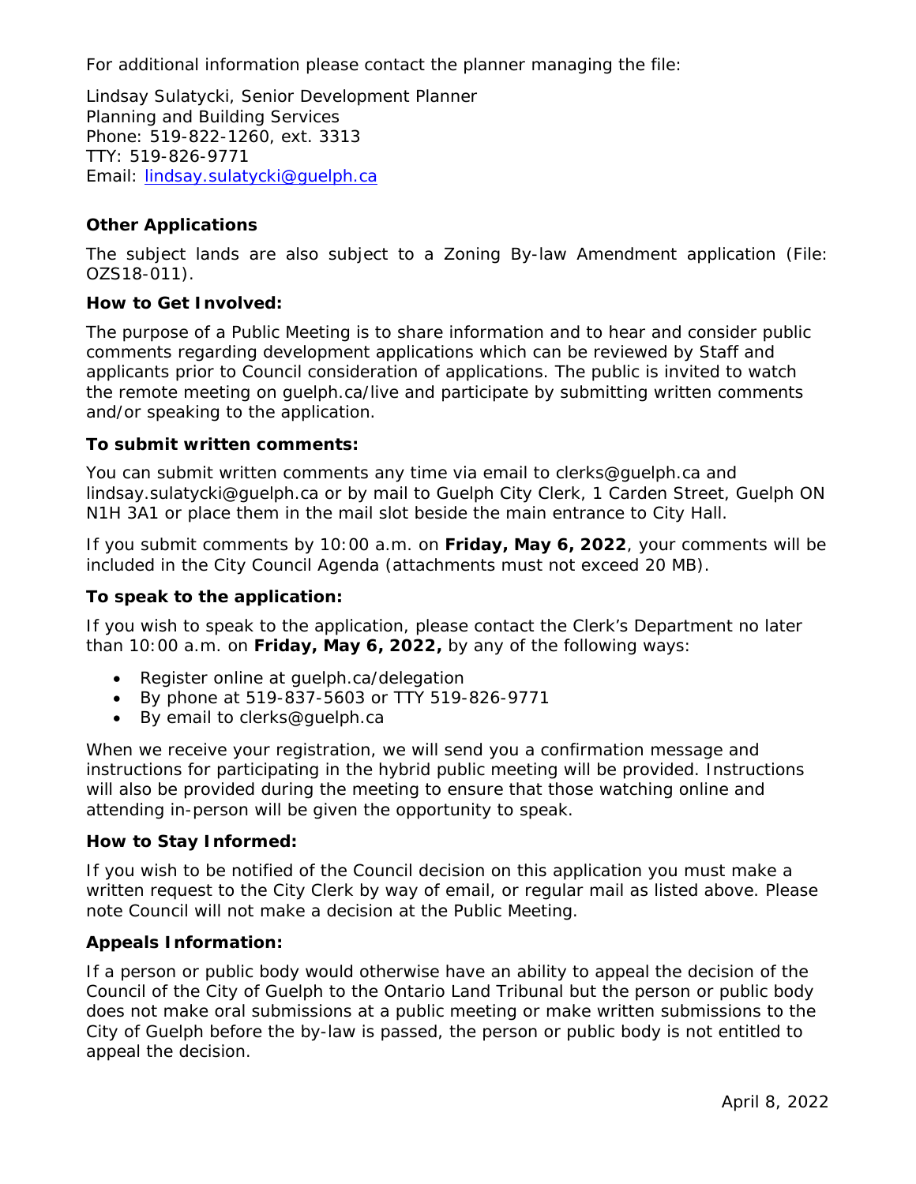For additional information please contact the planner managing the file:

Lindsay Sulatycki, Senior Development Planner
Planning and Building Services
Phone: 519-822-1260, ext. 3313
TTY: 519-826-9771
Email: [lindsay.sulatycki@guelph.ca](mailto:lindsay.sulatycki@guelph.ca)

**Other Applications**

The subject lands are also subject to a Zoning By-law Amendment application (File: OZS18-011).

**How to Get Involved:**

The purpose of a Public Meeting is to share information and to hear and consider public comments regarding development applications which can be reviewed by Staff and applicants prior to Council consideration of applications. The public is invited to watch the remote meeting on guelph.ca/live and participate by submitting written comments and/or speaking to the application.

**To submit written comments:**

You can submit written comments any time via email to clerks@guelph.ca and lindsay.sulatycki@guelph.ca or by mail to Guelph City Clerk, 1 Carden Street, Guelph ON N1H 3A1 or place them in the mail slot beside the main entrance to City Hall.

If you submit comments by 10:00 a.m. on **Friday, May 6, 2022**, your comments will be included in the City Council Agenda (attachments must not exceed 20 MB).

**To speak to the application:**

If you wish to speak to the application, please contact the Clerk's Department no later than 10:00 a.m. on **Friday, May 6, 2022,** by any of the following ways:

- Register online at guelph.ca/delegation
- By phone at 519-837-5603 or TTY 519-826-9771
- By email to clerks@guelph.ca

When we receive your registration, we will send you a confirmation message and instructions for participating in the hybrid public meeting will be provided. Instructions will also be provided during the meeting to ensure that those watching online and attending in-person will be given the opportunity to speak.

**How to Stay Informed:**

If you wish to be notified of the Council decision on this application you must make a written request to the City Clerk by way of email, or regular mail as listed above. Please note Council will not make a decision at the Public Meeting.

**Appeals Information:**

If a person or public body would otherwise have an ability to appeal the decision of the Council of the City of Guelph to the Ontario Land Tribunal but the person or public body does not make oral submissions at a public meeting or make written submissions to the City of Guelph before the by-law is passed, the person or public body is not entitled to appeal the decision.

April 8, 2022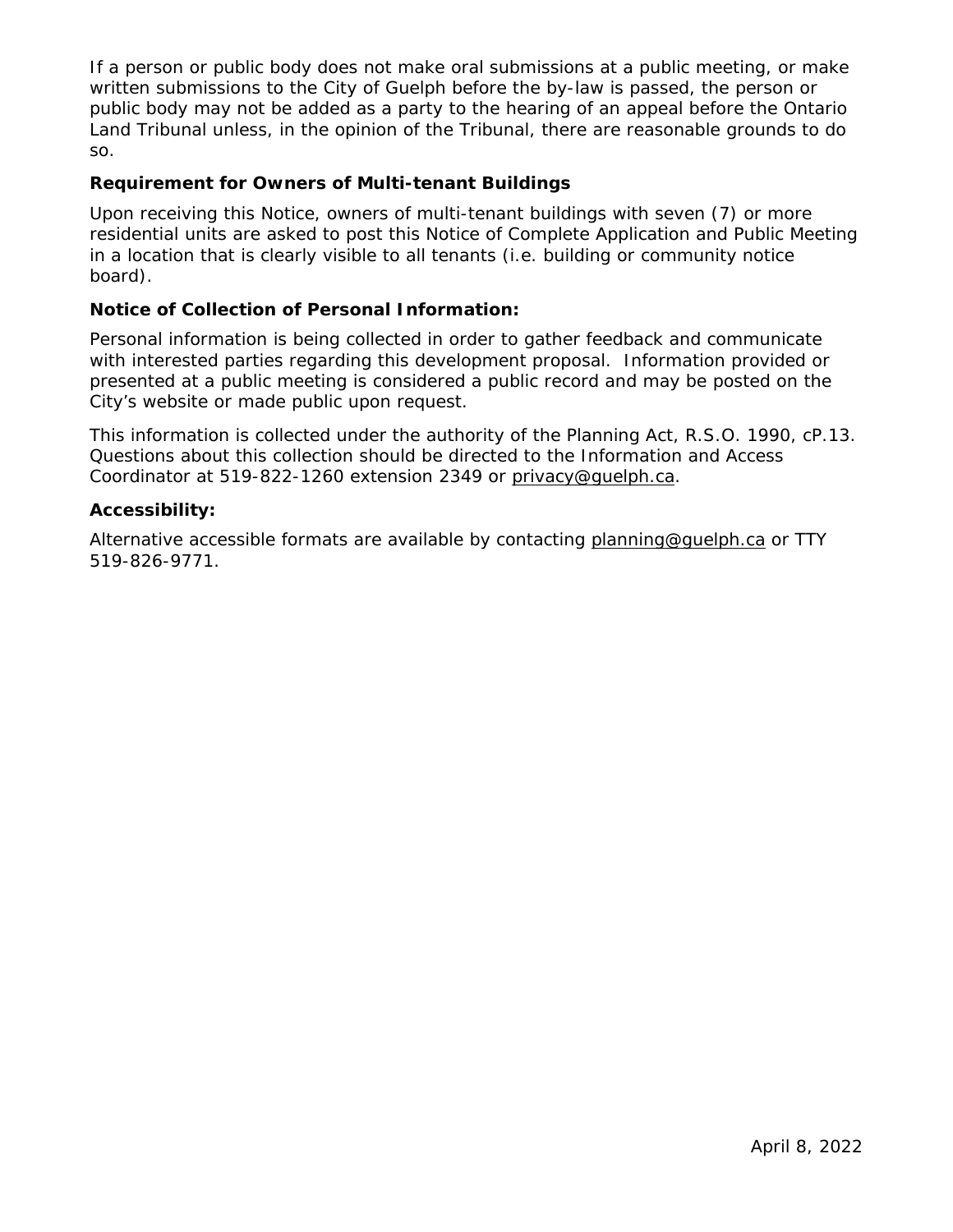If a person or public body does not make oral submissions at a public meeting, or make written submissions to the City of Guelph before the by-law is passed, the person or public body may not be added as a party to the hearing of an appeal before the Ontario Land Tribunal unless, in the opinion of the Tribunal, there are reasonable grounds to do so.

**Requirement for Owners of Multi-tenant Buildings**

Upon receiving this Notice, owners of multi-tenant buildings with seven (7) or more residential units are asked to post this Notice of Complete Application and Public Meeting in a location that is clearly visible to all tenants (i.e. building or community notice board).

**Notice of Collection of Personal Information:**

Personal information is being collected in order to gather feedback and communicate with interested parties regarding this development proposal. Information provided or presented at a public meeting is considered a public record and may be posted on the City's website or made public upon request.

This information is collected under the authority of the Planning Act, R.S.O. 1990, cP.13. Questions about this collection should be directed to the Information and Access Coordinator at 519-822-1260 extension 2349 or privacy@guelph.ca.

**Accessibility:**

Alternative accessible formats are available by contacting planning@guelph.ca or TTY 519-826-9771.

April 8, 2022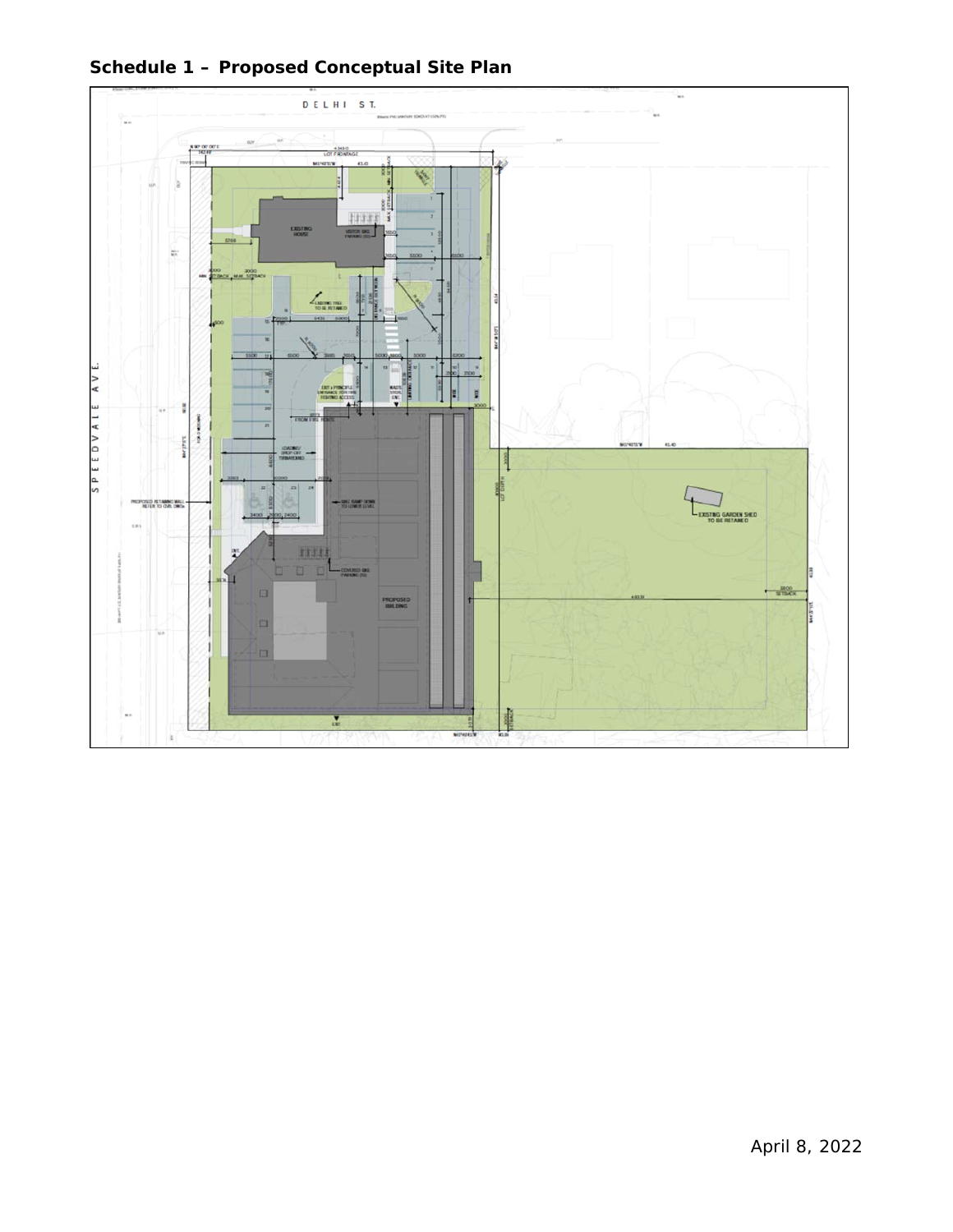**Schedule 1 – Proposed Conceptual Site Plan**

April 8, 2022